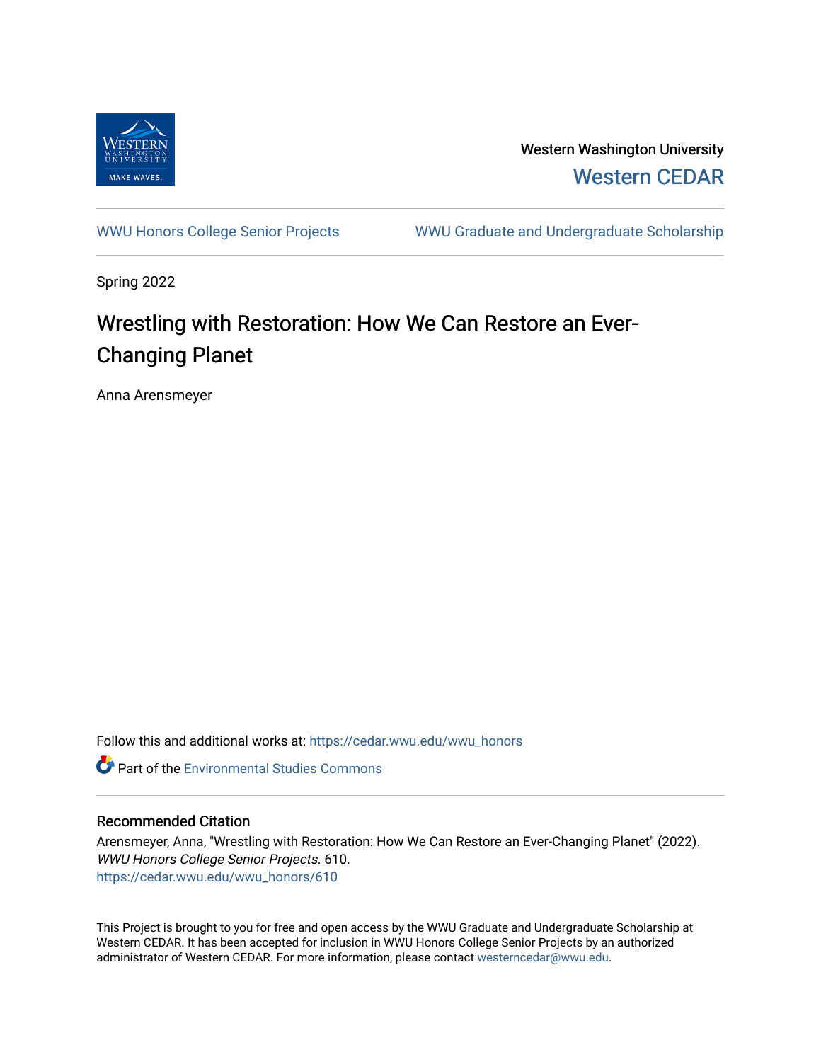Western Washington University

Western CEDAR

WWU Honors College Senior Projects

WWU Graduate and Undergraduate Scholarship

Spring 2022

# Wrestling with Restoration: How We Can Restore an Ever-Changing Planet

Anna Arensmeyer

Follow this and additional works at: https://cedar.wwu.edu/wwu_honors

Part of the Environmental Studies Commons

## Recommended Citation

Arensmeyer, Anna, "Wrestling with Restoration: How We Can Restore an Ever-Changing Planet" (2022). *WWU Honors College Senior Projects*. 610.
https://cedar.wwu.edu/wwu_honors/610

This Project is brought to you for free and open access by the WWU Graduate and Undergraduate Scholarship at Western CEDAR. It has been accepted for inclusion in WWU Honors College Senior Projects by an authorized administrator of Western CEDAR. For more information, please contact westerncedar@wwu.edu.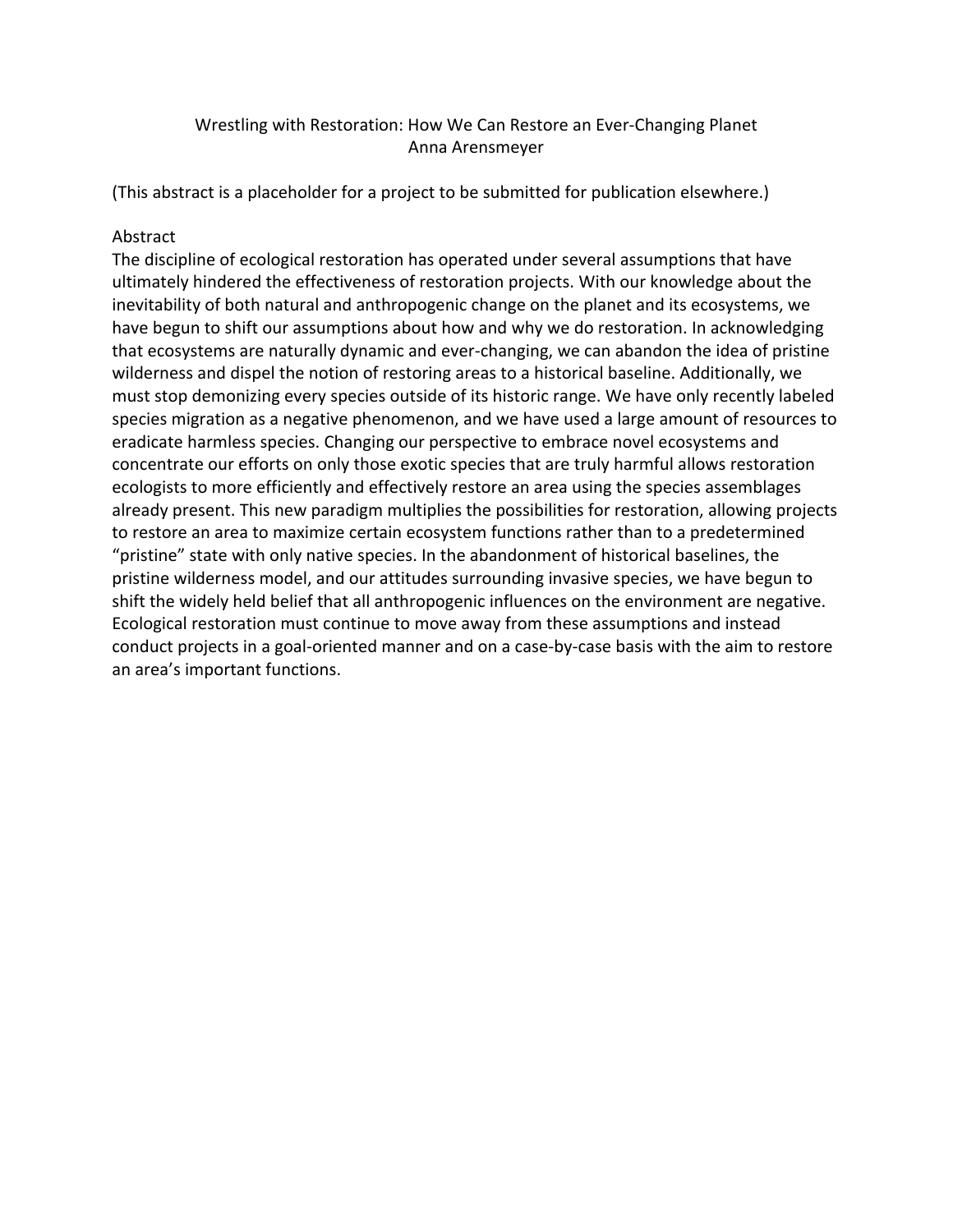# Wrestling with Restoration: How We Can Restore an Ever-Changing Planet

Anna Arensmeyer

(This abstract is a placeholder for a project to be submitted for publication elsewhere.)

## Abstract

The discipline of ecological restoration has operated under several assumptions that have ultimately hindered the effectiveness of restoration projects. With our knowledge about the inevitability of both natural and anthropogenic change on the planet and its ecosystems, we have begun to shift our assumptions about how and why we do restoration. In acknowledging that ecosystems are naturally dynamic and ever-changing, we can abandon the idea of pristine wilderness and dispel the notion of restoring areas to a historical baseline. Additionally, we must stop demonizing every species outside of its historic range. We have only recently labeled species migration as a negative phenomenon, and we have used a large amount of resources to eradicate harmless species. Changing our perspective to embrace novel ecosystems and concentrate our efforts on only those exotic species that are truly harmful allows restoration ecologists to more efficiently and effectively restore an area using the species assemblages already present. This new paradigm multiplies the possibilities for restoration, allowing projects to restore an area to maximize certain ecosystem functions rather than to a predetermined "pristine" state with only native species. In the abandonment of historical baselines, the pristine wilderness model, and our attitudes surrounding invasive species, we have begun to shift the widely held belief that all anthropogenic influences on the environment are negative. Ecological restoration must continue to move away from these assumptions and instead conduct projects in a goal-oriented manner and on a case-by-case basis with the aim to restore an area's important functions.